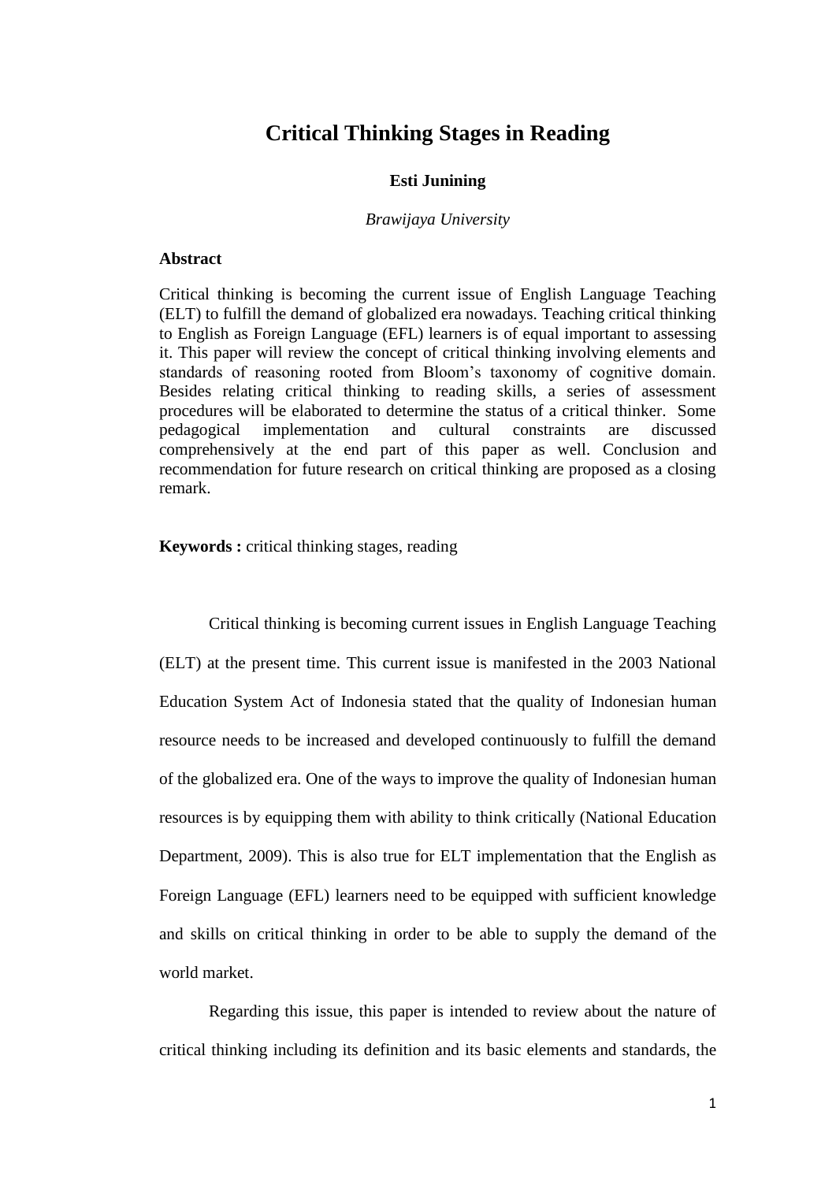# Critical Thinking Stages in Reading

**Esti Junining**

*Brawijaya University*

**Abstract**

Critical thinking is becoming the current issue of English Language Teaching (ELT) to fulfill the demand of globalized era nowadays. Teaching critical thinking to English as Foreign Language (EFL) learners is of equal important to assessing it. This paper will review the concept of critical thinking involving elements and standards of reasoning rooted from Bloom's taxonomy of cognitive domain. Besides relating critical thinking to reading skills, a series of assessment procedures will be elaborated to determine the status of a critical thinker. Some pedagogical implementation and cultural constraints are discussed comprehensively at the end part of this paper as well. Conclusion and recommendation for future research on critical thinking are proposed as a closing remark.

**Keywords :** critical thinking stages, reading

Critical thinking is becoming current issues in English Language Teaching (ELT) at the present time. This current issue is manifested in the 2003 National Education System Act of Indonesia stated that the quality of Indonesian human resource needs to be increased and developed continuously to fulfill the demand of the globalized era. One of the ways to improve the quality of Indonesian human resources is by equipping them with ability to think critically (National Education Department, 2009). This is also true for ELT implementation that the English as Foreign Language (EFL) learners need to be equipped with sufficient knowledge and skills on critical thinking in order to be able to supply the demand of the world market.

Regarding this issue, this paper is intended to review about the nature of critical thinking including its definition and its basic elements and standards, the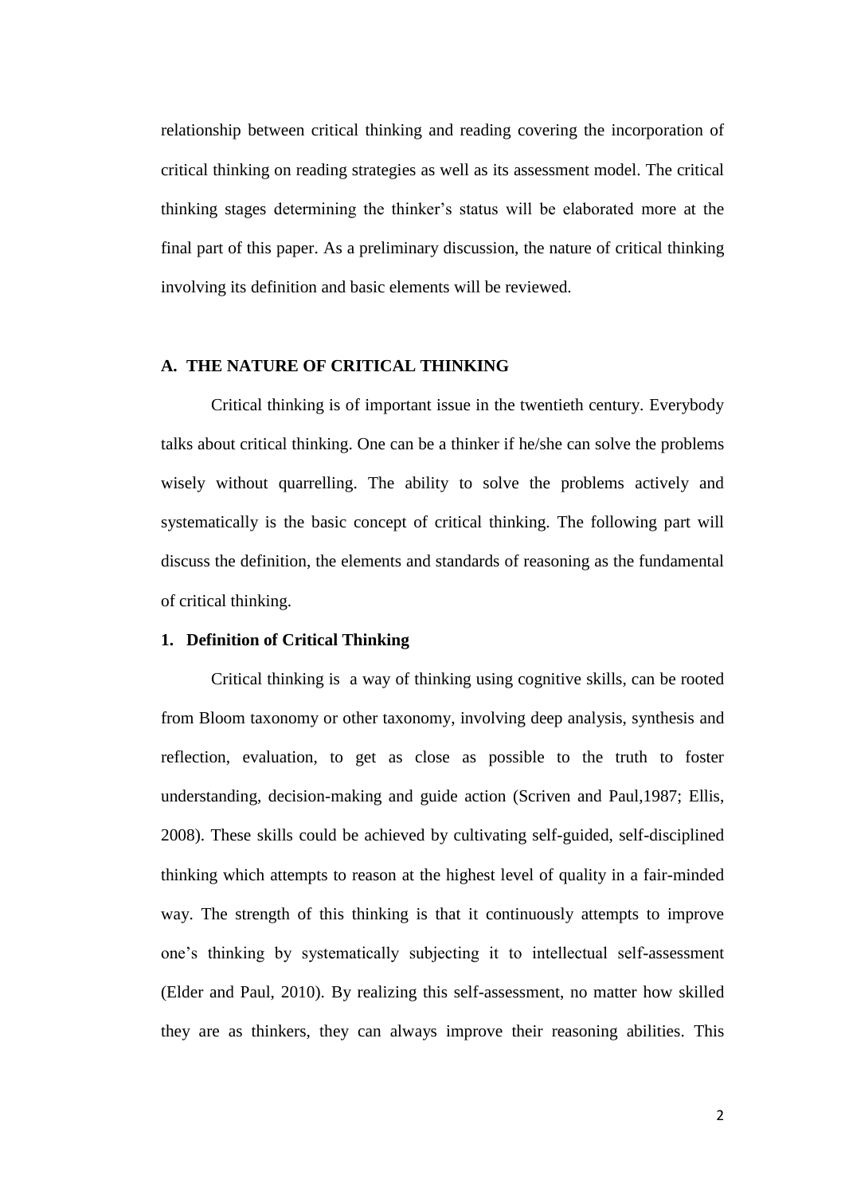relationship between critical thinking and reading covering the incorporation of critical thinking on reading strategies as well as its assessment model. The critical thinking stages determining the thinker's status will be elaborated more at the final part of this paper. As a preliminary discussion, the nature of critical thinking involving its definition and basic elements will be reviewed.

## A. THE NATURE OF CRITICAL THINKING

Critical thinking is of important issue in the twentieth century. Everybody talks about critical thinking. One can be a thinker if he/she can solve the problems wisely without quarrelling. The ability to solve the problems actively and systematically is the basic concept of critical thinking. The following part will discuss the definition, the elements and standards of reasoning as the fundamental of critical thinking.

### 1. Definition of Critical Thinking

Critical thinking is a way of thinking using cognitive skills, can be rooted from Bloom taxonomy or other taxonomy, involving deep analysis, synthesis and reflection, evaluation, to get as close as possible to the truth to foster understanding, decision-making and guide action (Scriven and Paul,1987; Ellis, 2008). These skills could be achieved by cultivating self-guided, self-disciplined thinking which attempts to reason at the highest level of quality in a fair-minded way. The strength of this thinking is that it continuously attempts to improve one's thinking by systematically subjecting it to intellectual self-assessment (Elder and Paul, 2010). By realizing this self-assessment, no matter how skilled they are as thinkers, they can always improve their reasoning abilities. This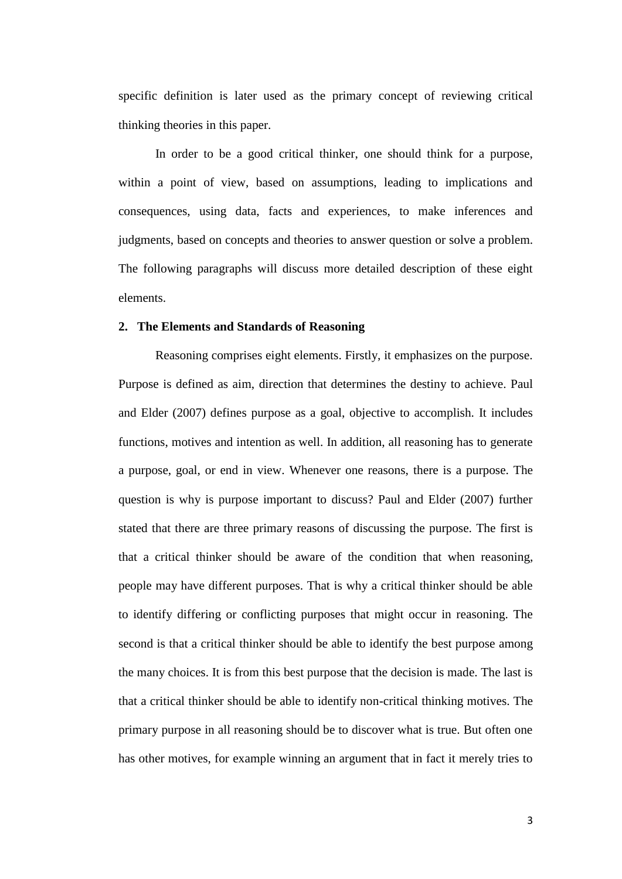specific definition is later used as the primary concept of reviewing critical thinking theories in this paper.

In order to be a good critical thinker, one should think for a purpose, within a point of view, based on assumptions, leading to implications and consequences, using data, facts and experiences, to make inferences and judgments, based on concepts and theories to answer question or solve a problem. The following paragraphs will discuss more detailed description of these eight elements.

## 2. The Elements and Standards of Reasoning

Reasoning comprises eight elements. Firstly, it emphasizes on the purpose. Purpose is defined as aim, direction that determines the destiny to achieve. Paul and Elder (2007) defines purpose as a goal, objective to accomplish. It includes functions, motives and intention as well. In addition, all reasoning has to generate a purpose, goal, or end in view. Whenever one reasons, there is a purpose. The question is why is purpose important to discuss? Paul and Elder (2007) further stated that there are three primary reasons of discussing the purpose. The first is that a critical thinker should be aware of the condition that when reasoning, people may have different purposes. That is why a critical thinker should be able to identify differing or conflicting purposes that might occur in reasoning. The second is that a critical thinker should be able to identify the best purpose among the many choices. It is from this best purpose that the decision is made. The last is that a critical thinker should be able to identify non-critical thinking motives. The primary purpose in all reasoning should be to discover what is true. But often one has other motives, for example winning an argument that in fact it merely tries to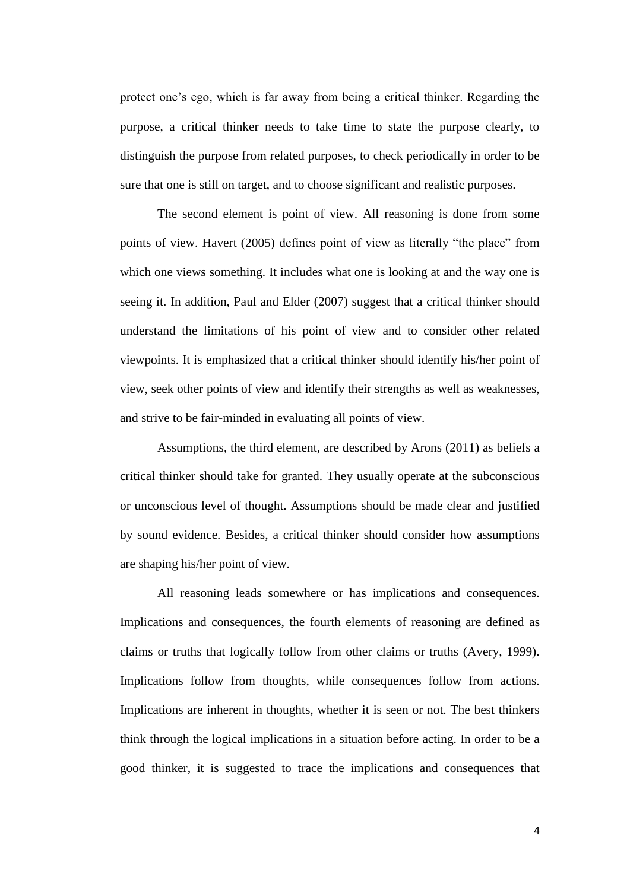protect one's ego, which is far away from being a critical thinker. Regarding the purpose, a critical thinker needs to take time to state the purpose clearly, to distinguish the purpose from related purposes, to check periodically in order to be sure that one is still on target, and to choose significant and realistic purposes.

The second element is point of view. All reasoning is done from some points of view. Havert (2005) defines point of view as literally "the place" from which one views something. It includes what one is looking at and the way one is seeing it. In addition, Paul and Elder (2007) suggest that a critical thinker should understand the limitations of his point of view and to consider other related viewpoints. It is emphasized that a critical thinker should identify his/her point of view, seek other points of view and identify their strengths as well as weaknesses, and strive to be fair-minded in evaluating all points of view.

Assumptions, the third element, are described by Arons (2011) as beliefs a critical thinker should take for granted. They usually operate at the subconscious or unconscious level of thought. Assumptions should be made clear and justified by sound evidence. Besides, a critical thinker should consider how assumptions are shaping his/her point of view.

All reasoning leads somewhere or has implications and consequences. Implications and consequences, the fourth elements of reasoning are defined as claims or truths that logically follow from other claims or truths (Avery, 1999). Implications follow from thoughts, while consequences follow from actions. Implications are inherent in thoughts, whether it is seen or not. The best thinkers think through the logical implications in a situation before acting. In order to be a good thinker, it is suggested to trace the implications and consequences that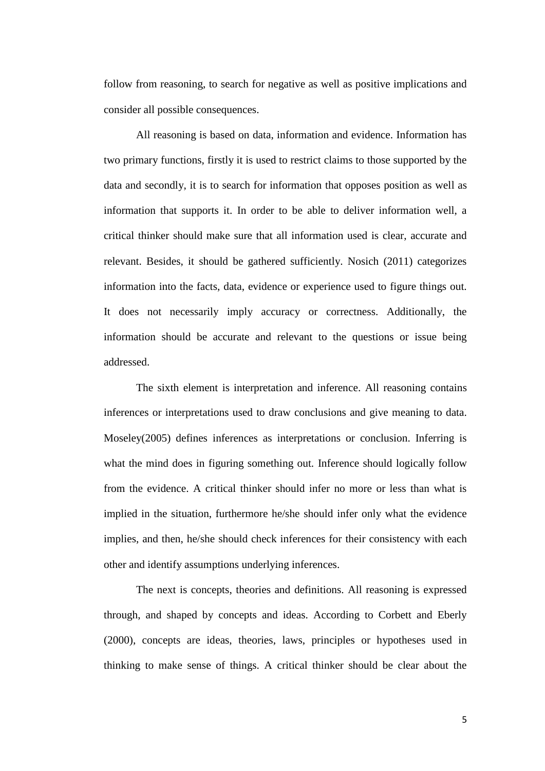follow from reasoning, to search for negative as well as positive implications and consider all possible consequences.

All reasoning is based on data, information and evidence. Information has two primary functions, firstly it is used to restrict claims to those supported by the data and secondly, it is to search for information that opposes position as well as information that supports it. In order to be able to deliver information well, a critical thinker should make sure that all information used is clear, accurate and relevant. Besides, it should be gathered sufficiently. Nosich (2011) categorizes information into the facts, data, evidence or experience used to figure things out. It does not necessarily imply accuracy or correctness. Additionally, the information should be accurate and relevant to the questions or issue being addressed.

The sixth element is interpretation and inference. All reasoning contains inferences or interpretations used to draw conclusions and give meaning to data. Moseley(2005) defines inferences as interpretations or conclusion. Inferring is what the mind does in figuring something out. Inference should logically follow from the evidence. A critical thinker should infer no more or less than what is implied in the situation, furthermore he/she should infer only what the evidence implies, and then, he/she should check inferences for their consistency with each other and identify assumptions underlying inferences.

The next is concepts, theories and definitions. All reasoning is expressed through, and shaped by concepts and ideas. According to Corbett and Eberly (2000), concepts are ideas, theories, laws, principles or hypotheses used in thinking to make sense of things. A critical thinker should be clear about the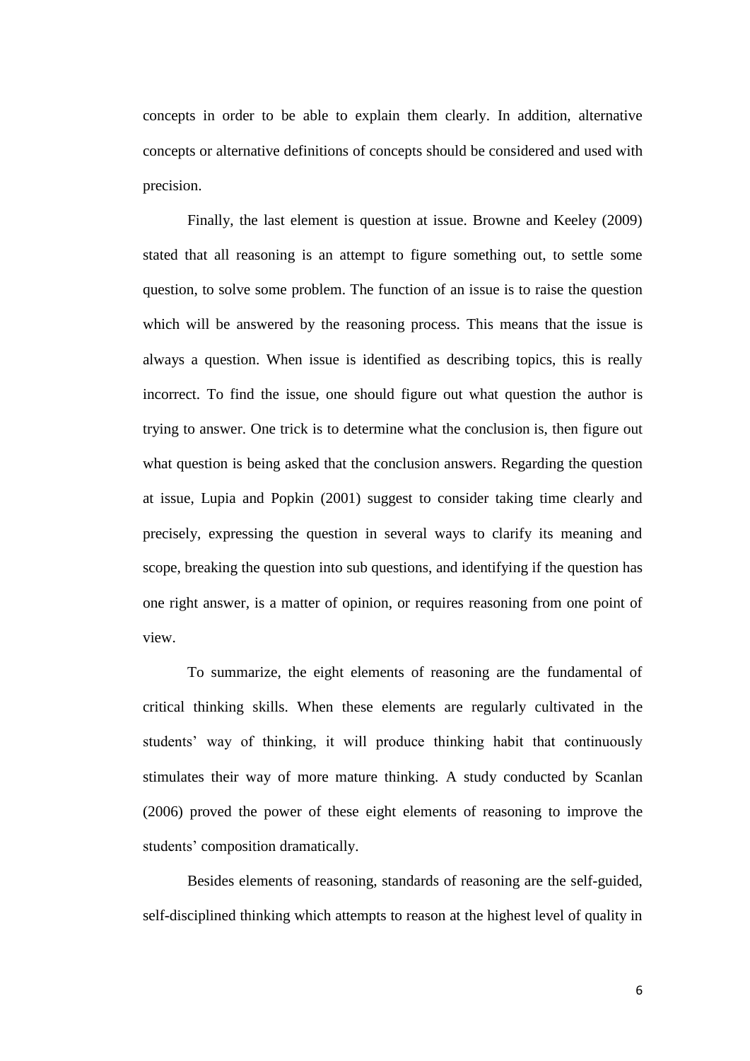concepts in order to be able to explain them clearly. In addition, alternative concepts or alternative definitions of concepts should be considered and used with precision.

Finally, the last element is question at issue. Browne and Keeley (2009) stated that all reasoning is an attempt to figure something out, to settle some question, to solve some problem. The function of an issue is to raise the question which will be answered by the reasoning process. This means that the issue is always a question. When issue is identified as describing topics, this is really incorrect. To find the issue, one should figure out what question the author is trying to answer. One trick is to determine what the conclusion is, then figure out what question is being asked that the conclusion answers. Regarding the question at issue, Lupia and Popkin (2001) suggest to consider taking time clearly and precisely, expressing the question in several ways to clarify its meaning and scope, breaking the question into sub questions, and identifying if the question has one right answer, is a matter of opinion, or requires reasoning from one point of view.

To summarize, the eight elements of reasoning are the fundamental of critical thinking skills. When these elements are regularly cultivated in the students' way of thinking, it will produce thinking habit that continuously stimulates their way of more mature thinking. A study conducted by Scanlan (2006) proved the power of these eight elements of reasoning to improve the students' composition dramatically.

Besides elements of reasoning, standards of reasoning are the self-guided, self-disciplined thinking which attempts to reason at the highest level of quality in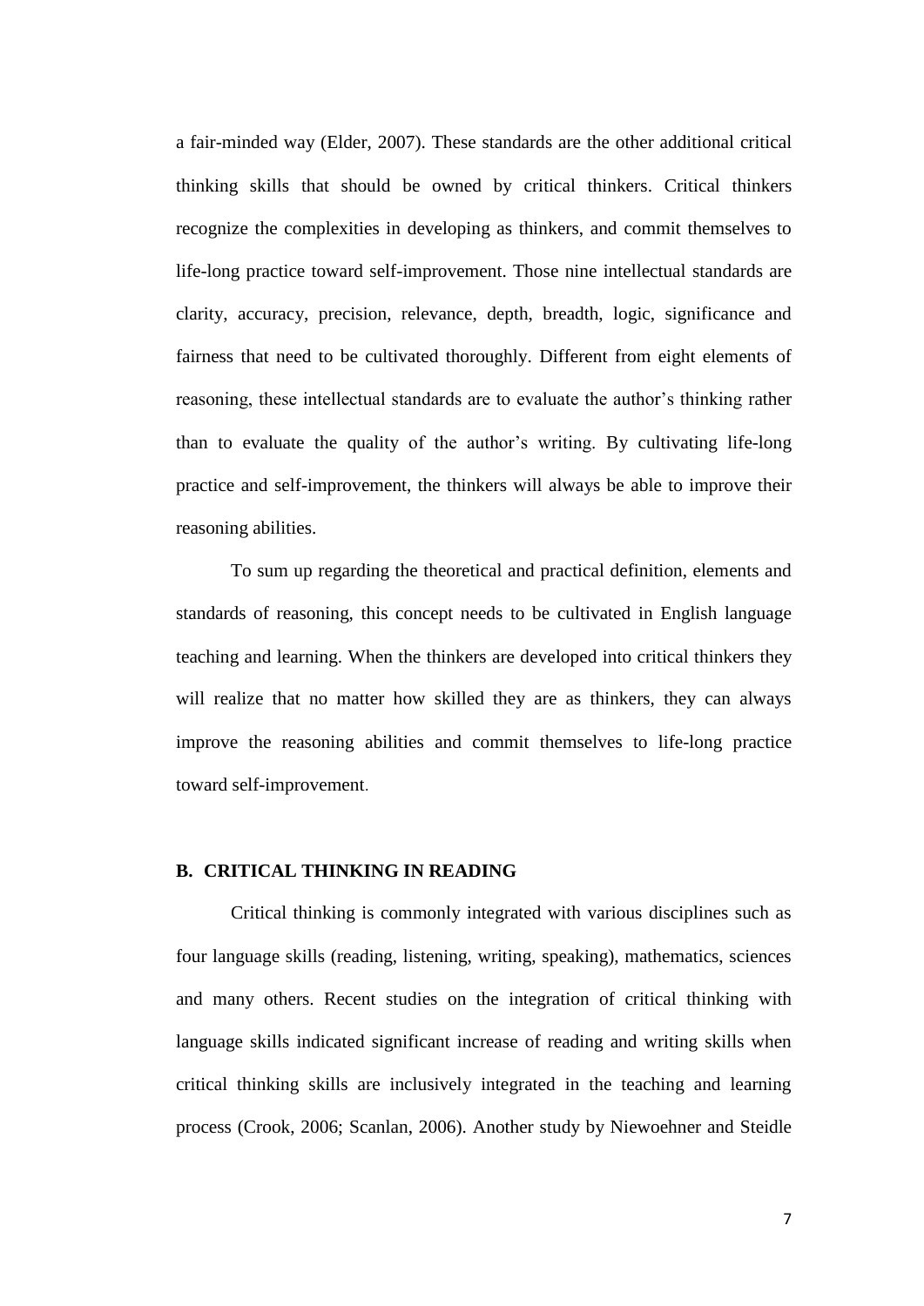a fair-minded way (Elder, 2007). These standards are the other additional critical thinking skills that should be owned by critical thinkers. Critical thinkers recognize the complexities in developing as thinkers, and commit themselves to life-long practice toward self-improvement. Those nine intellectual standards are clarity, accuracy, precision, relevance, depth, breadth, logic, significance and fairness that need to be cultivated thoroughly. Different from eight elements of reasoning, these intellectual standards are to evaluate the author's thinking rather than to evaluate the quality of the author's writing. By cultivating life-long practice and self-improvement, the thinkers will always be able to improve their reasoning abilities.

To sum up regarding the theoretical and practical definition, elements and standards of reasoning, this concept needs to be cultivated in English language teaching and learning. When the thinkers are developed into critical thinkers they will realize that no matter how skilled they are as thinkers, they can always improve the reasoning abilities and commit themselves to life-long practice toward self-improvement.

## B. CRITICAL THINKING IN READING

Critical thinking is commonly integrated with various disciplines such as four language skills (reading, listening, writing, speaking), mathematics, sciences and many others. Recent studies on the integration of critical thinking with language skills indicated significant increase of reading and writing skills when critical thinking skills are inclusively integrated in the teaching and learning process (Crook, 2006; Scanlan, 2006). Another study by Niewoehner and Steidle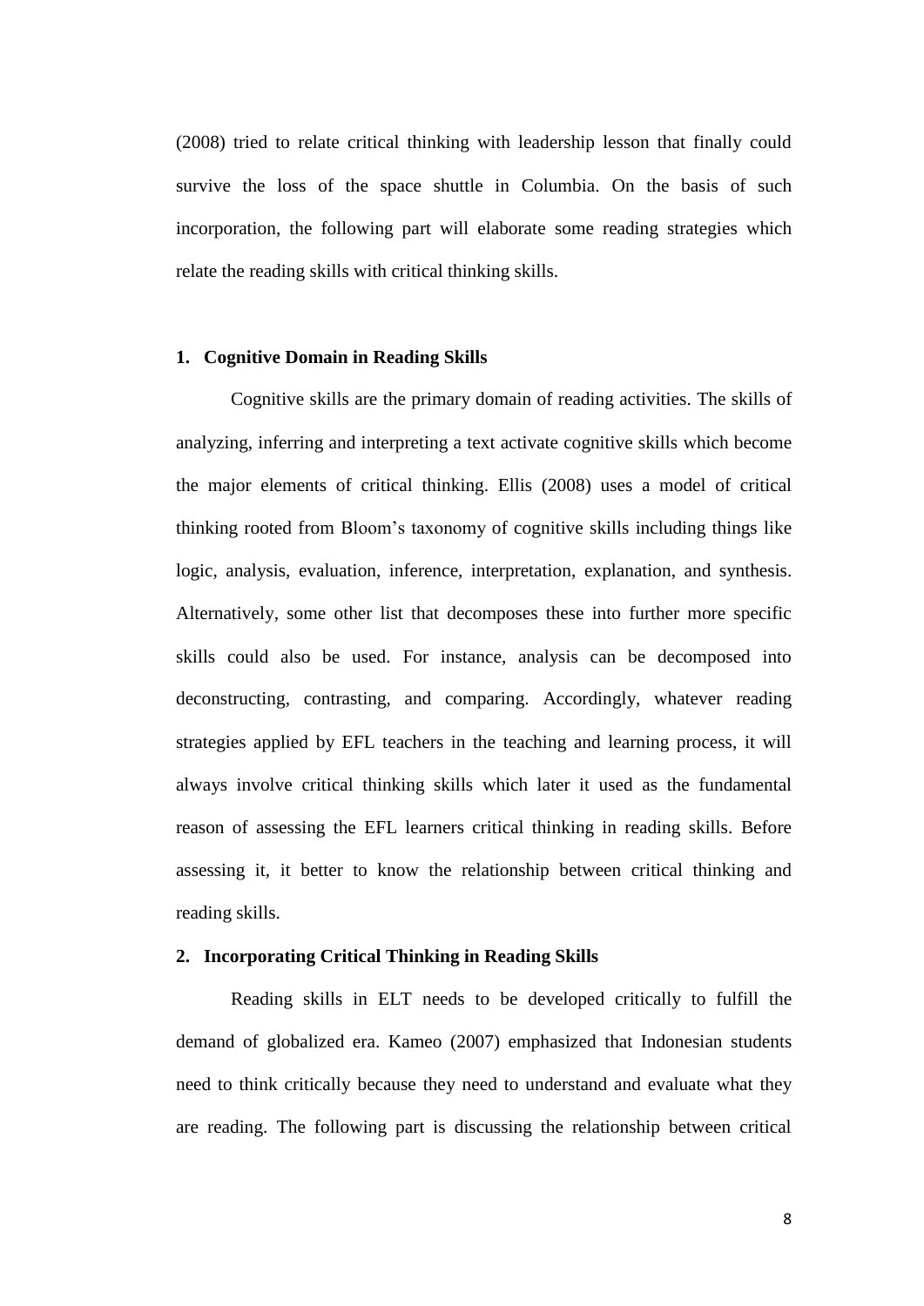(2008) tried to relate critical thinking with leadership lesson that finally could survive the loss of the space shuttle in Columbia. On the basis of such incorporation, the following part will elaborate some reading strategies which relate the reading skills with critical thinking skills.

**1. Cognitive Domain in Reading Skills**

Cognitive skills are the primary domain of reading activities. The skills of analyzing, inferring and interpreting a text activate cognitive skills which become the major elements of critical thinking. Ellis (2008) uses a model of critical thinking rooted from Bloom's taxonomy of cognitive skills including things like logic, analysis, evaluation, inference, interpretation, explanation, and synthesis. Alternatively, some other list that decomposes these into further more specific skills could also be used. For instance, analysis can be decomposed into deconstructing, contrasting, and comparing. Accordingly, whatever reading strategies applied by EFL teachers in the teaching and learning process, it will always involve critical thinking skills which later it used as the fundamental reason of assessing the EFL learners critical thinking in reading skills. Before assessing it, it better to know the relationship between critical thinking and reading skills.

**2. Incorporating Critical Thinking in Reading Skills**

Reading skills in ELT needs to be developed critically to fulfill the demand of globalized era. Kameo (2007) emphasized that Indonesian students need to think critically because they need to understand and evaluate what they are reading. The following part is discussing the relationship between critical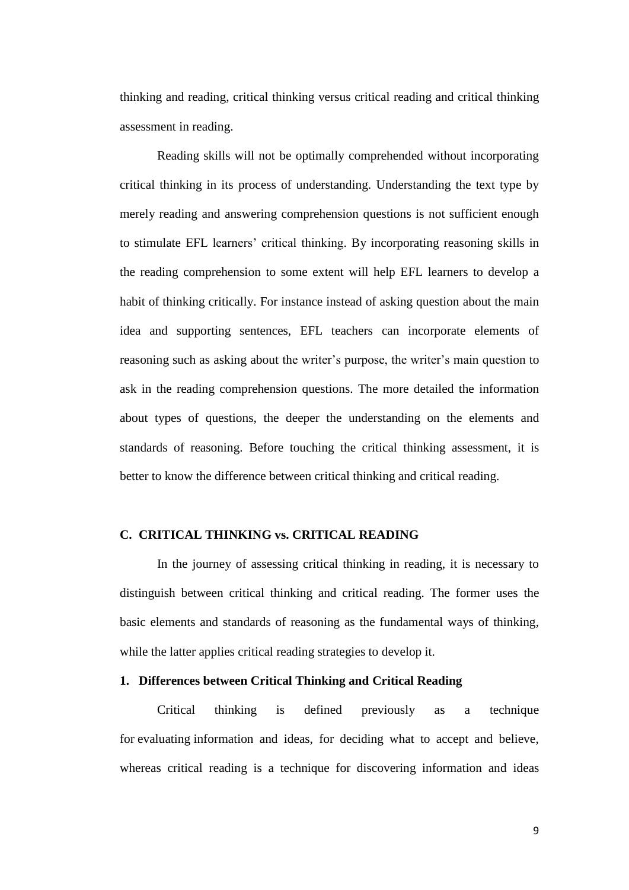thinking and reading, critical thinking versus critical reading and critical thinking assessment in reading.

Reading skills will not be optimally comprehended without incorporating critical thinking in its process of understanding. Understanding the text type by merely reading and answering comprehension questions is not sufficient enough to stimulate EFL learners' critical thinking. By incorporating reasoning skills in the reading comprehension to some extent will help EFL learners to develop a habit of thinking critically. For instance instead of asking question about the main idea and supporting sentences, EFL teachers can incorporate elements of reasoning such as asking about the writer's purpose, the writer's main question to ask in the reading comprehension questions. The more detailed the information about types of questions, the deeper the understanding on the elements and standards of reasoning. Before touching the critical thinking assessment, it is better to know the difference between critical thinking and critical reading.

## C. CRITICAL THINKING vs. CRITICAL READING

In the journey of assessing critical thinking in reading, it is necessary to distinguish between critical thinking and critical reading. The former uses the basic elements and standards of reasoning as the fundamental ways of thinking, while the latter applies critical reading strategies to develop it.

### 1. Differences between Critical Thinking and Critical Reading

Critical thinking is defined previously as a technique for evaluating information and ideas, for deciding what to accept and believe, whereas critical reading is a technique for discovering information and ideas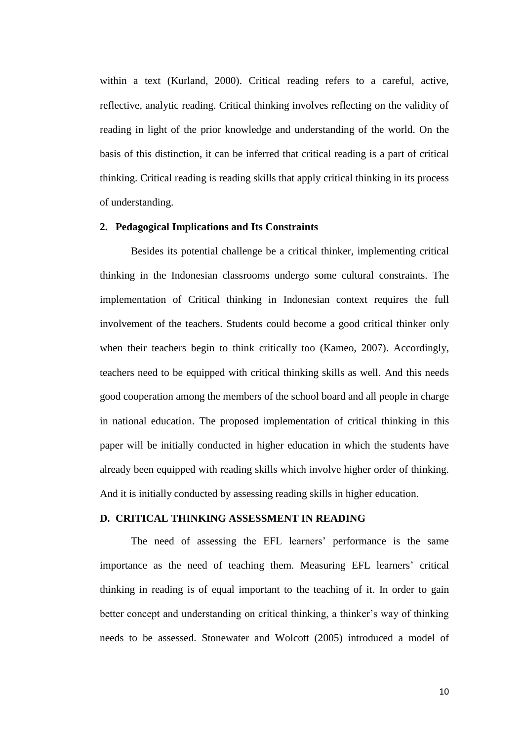within a text (Kurland, 2000). Critical reading refers to a careful, active, reflective, analytic reading. Critical thinking involves reflecting on the validity of reading in light of the prior knowledge and understanding of the world. On the basis of this distinction, it can be inferred that critical reading is a part of critical thinking. Critical reading is reading skills that apply critical thinking in its process of understanding.

### 2. Pedagogical Implications and Its Constraints

Besides its potential challenge be a critical thinker, implementing critical thinking in the Indonesian classrooms undergo some cultural constraints. The implementation of Critical thinking in Indonesian context requires the full involvement of the teachers. Students could become a good critical thinker only when their teachers begin to think critically too (Kameo, 2007). Accordingly, teachers need to be equipped with critical thinking skills as well. And this needs good cooperation among the members of the school board and all people in charge in national education. The proposed implementation of critical thinking in this paper will be initially conducted in higher education in which the students have already been equipped with reading skills which involve higher order of thinking. And it is initially conducted by assessing reading skills in higher education.

## D. CRITICAL THINKING ASSESSMENT IN READING

The need of assessing the EFL learners' performance is the same importance as the need of teaching them. Measuring EFL learners' critical thinking in reading is of equal important to the teaching of it. In order to gain better concept and understanding on critical thinking, a thinker's way of thinking needs to be assessed. Stonewater and Wolcott (2005) introduced a model of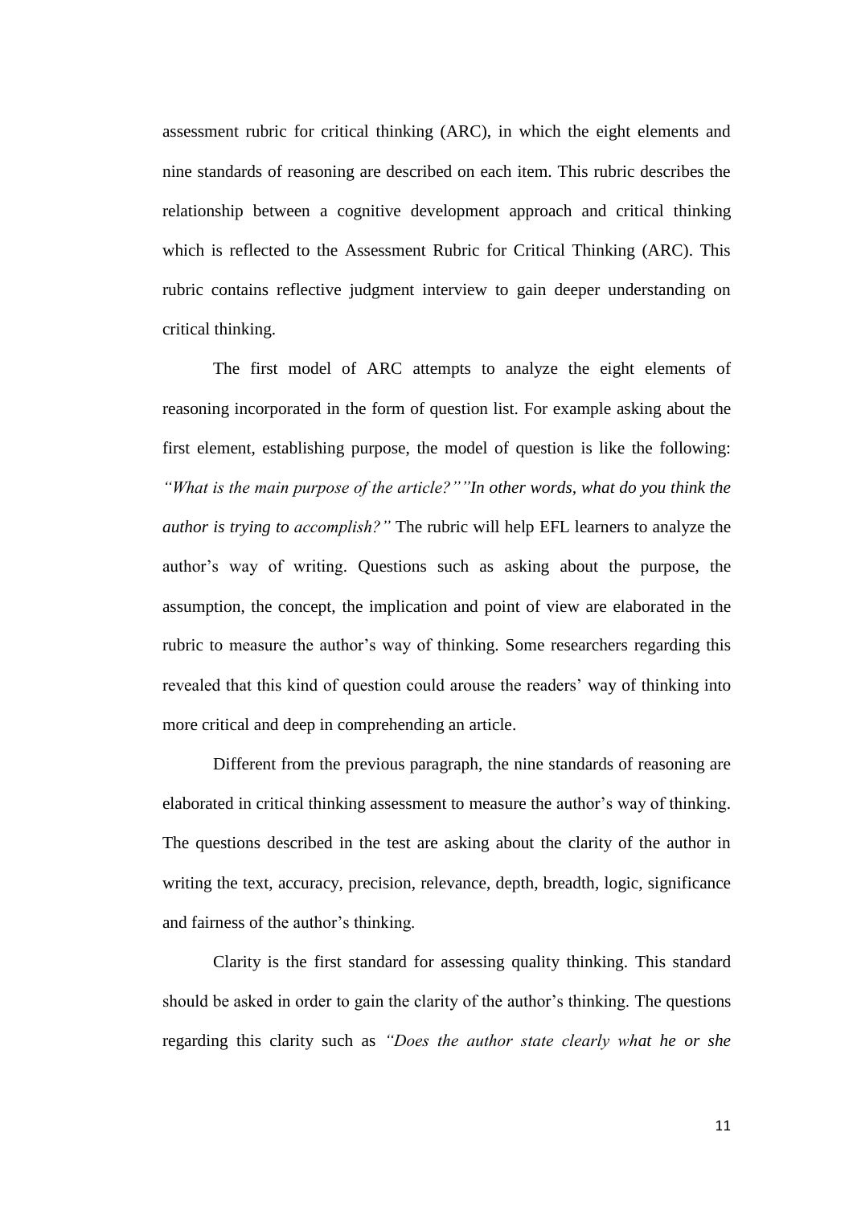assessment rubric for critical thinking (ARC), in which the eight elements and nine standards of reasoning are described on each item. This rubric describes the relationship between a cognitive development approach and critical thinking which is reflected to the Assessment Rubric for Critical Thinking (ARC). This rubric contains reflective judgment interview to gain deeper understanding on critical thinking.

The first model of ARC attempts to analyze the eight elements of reasoning incorporated in the form of question list. For example asking about the first element, establishing purpose, the model of question is like the following: *"What is the main purpose of the article?""In other words, what do you think the author is trying to accomplish?"* The rubric will help EFL learners to analyze the author's way of writing. Questions such as asking about the purpose, the assumption, the concept, the implication and point of view are elaborated in the rubric to measure the author's way of thinking. Some researchers regarding this revealed that this kind of question could arouse the readers' way of thinking into more critical and deep in comprehending an article.

Different from the previous paragraph, the nine standards of reasoning are elaborated in critical thinking assessment to measure the author's way of thinking. The questions described in the test are asking about the clarity of the author in writing the text, accuracy, precision, relevance, depth, breadth, logic, significance and fairness of the author's thinking.

Clarity is the first standard for assessing quality thinking. This standard should be asked in order to gain the clarity of the author's thinking. The questions regarding this clarity such as *"Does the author state clearly what he or she*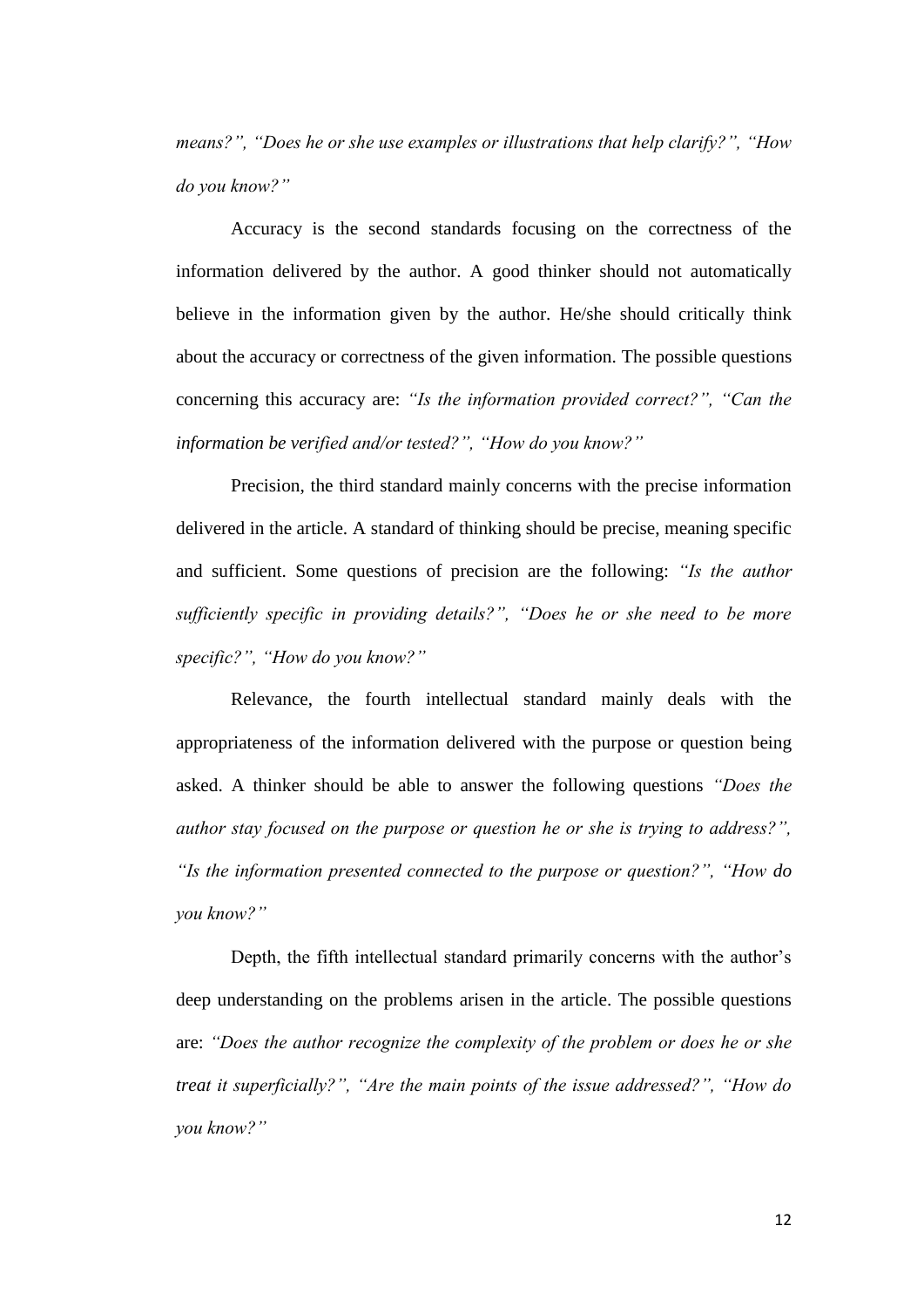*means?", "Does he or she use examples or illustrations that help clarify?", "How do you know?"*

Accuracy is the second standards focusing on the correctness of the information delivered by the author. A good thinker should not automatically believe in the information given by the author. He/she should critically think about the accuracy or correctness of the given information. The possible questions concerning this accuracy are: *"Is the information provided correct?", "Can the information be verified and/or tested?", "How do you know?"*

Precision, the third standard mainly concerns with the precise information delivered in the article. A standard of thinking should be precise, meaning specific and sufficient. Some questions of precision are the following: *"Is the author sufficiently specific in providing details?", "Does he or she need to be more specific?", "How do you know?"*

Relevance, the fourth intellectual standard mainly deals with the appropriateness of the information delivered with the purpose or question being asked. A thinker should be able to answer the following questions *"Does the author stay focused on the purpose or question he or she is trying to address?", "Is the information presented connected to the purpose or question?", "How do you know?"*

Depth, the fifth intellectual standard primarily concerns with the author's deep understanding on the problems arisen in the article. The possible questions are: *"Does the author recognize the complexity of the problem or does he or she treat it superficially?", "Are the main points of the issue addressed?", "How do you know?"*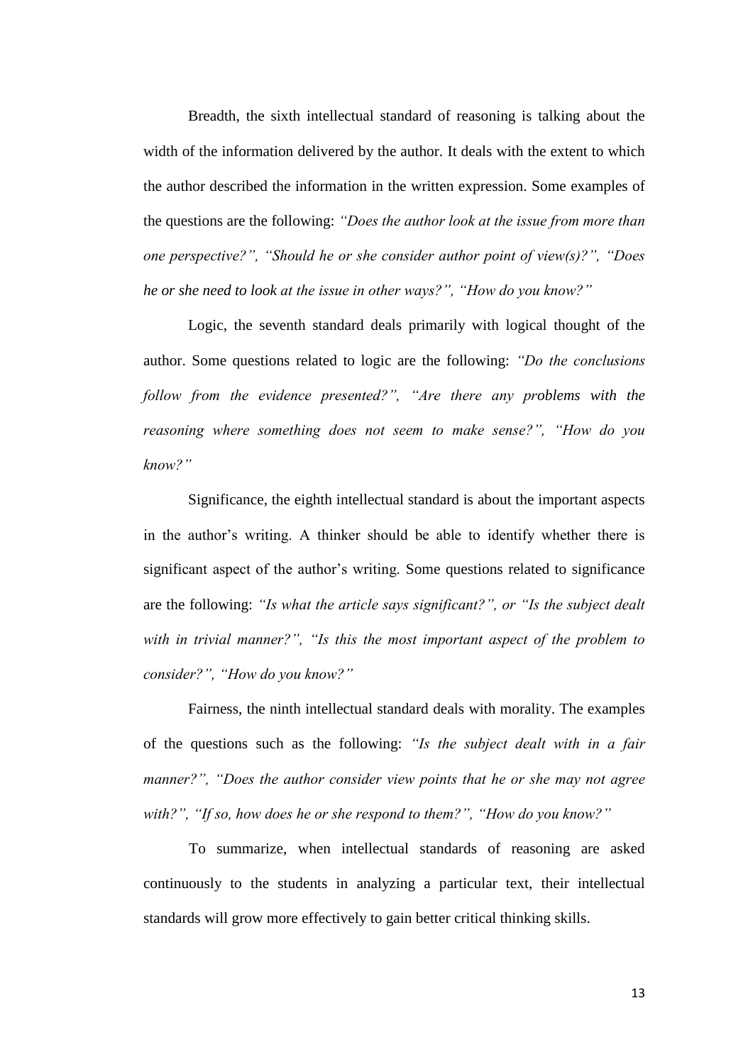Breadth, the sixth intellectual standard of reasoning is talking about the width of the information delivered by the author. It deals with the extent to which the author described the information in the written expression. Some examples of the questions are the following: *"Does the author look at the issue from more than one perspective?", "Should he or she consider author point of view(s)?", "Does he or she need to look at the issue in other ways?", "How do you know?"*

Logic, the seventh standard deals primarily with logical thought of the author. Some questions related to logic are the following: *"Do the conclusions follow from the evidence presented?", "Are there any problems with the reasoning where something does not seem to make sense?", "How do you know?"*

Significance, the eighth intellectual standard is about the important aspects in the author's writing. A thinker should be able to identify whether there is significant aspect of the author's writing. Some questions related to significance are the following: *"Is what the article says significant?", or "Is the subject dealt with in trivial manner?", "Is this the most important aspect of the problem to consider?", "How do you know?"*

Fairness, the ninth intellectual standard deals with morality. The examples of the questions such as the following: *"Is the subject dealt with in a fair manner?", "Does the author consider view points that he or she may not agree with?", "If so, how does he or she respond to them?", "How do you know?"*

To summarize, when intellectual standards of reasoning are asked continuously to the students in analyzing a particular text, their intellectual standards will grow more effectively to gain better critical thinking skills.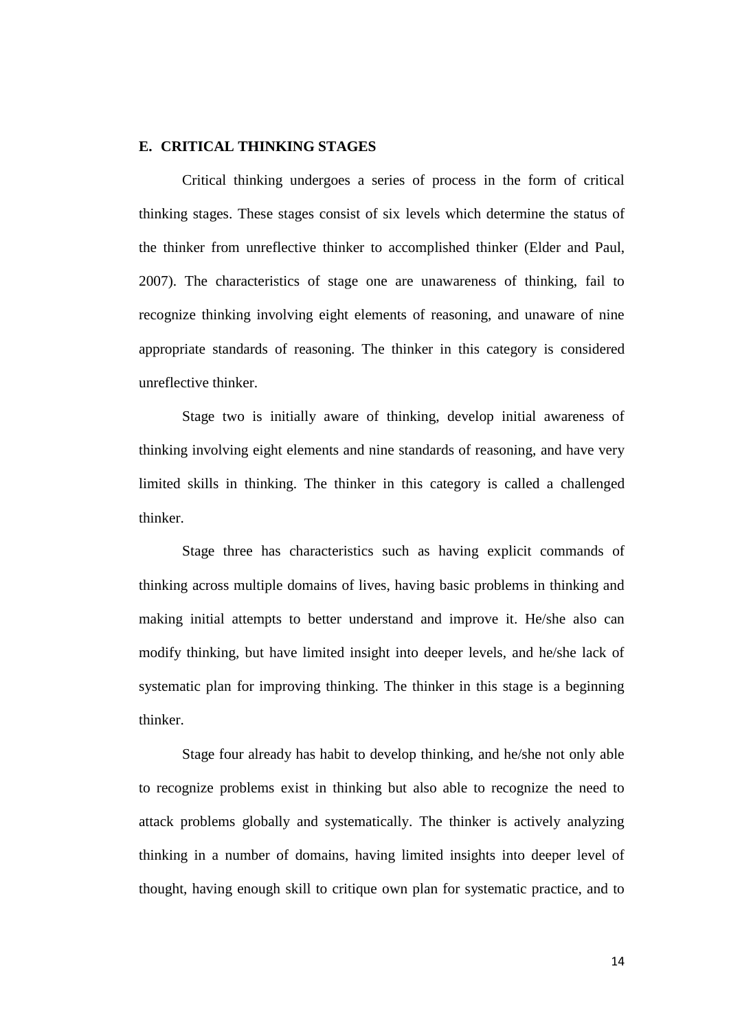## E. CRITICAL THINKING STAGES

Critical thinking undergoes a series of process in the form of critical thinking stages. These stages consist of six levels which determine the status of the thinker from unreflective thinker to accomplished thinker (Elder and Paul, 2007). The characteristics of stage one are unawareness of thinking, fail to recognize thinking involving eight elements of reasoning, and unaware of nine appropriate standards of reasoning. The thinker in this category is considered unreflective thinker.

Stage two is initially aware of thinking, develop initial awareness of thinking involving eight elements and nine standards of reasoning, and have very limited skills in thinking. The thinker in this category is called a challenged thinker.

Stage three has characteristics such as having explicit commands of thinking across multiple domains of lives, having basic problems in thinking and making initial attempts to better understand and improve it. He/she also can modify thinking, but have limited insight into deeper levels, and he/she lack of systematic plan for improving thinking. The thinker in this stage is a beginning thinker.

Stage four already has habit to develop thinking, and he/she not only able to recognize problems exist in thinking but also able to recognize the need to attack problems globally and systematically. The thinker is actively analyzing thinking in a number of domains, having limited insights into deeper level of thought, having enough skill to critique own plan for systematic practice, and to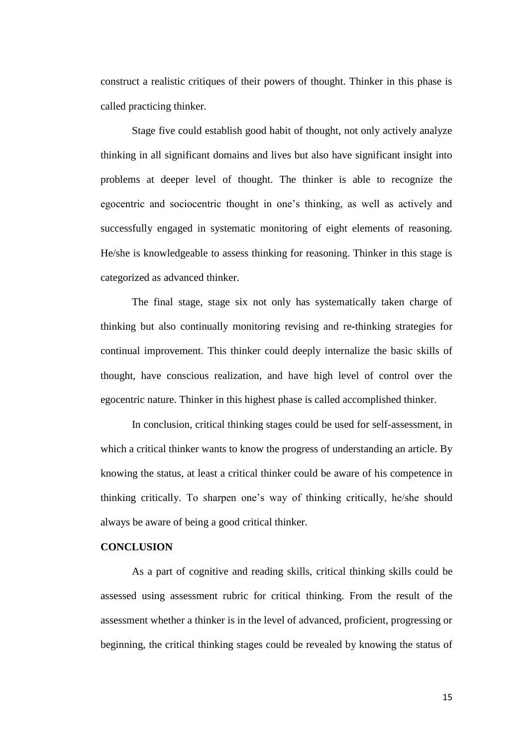construct a realistic critiques of their powers of thought. Thinker in this phase is called practicing thinker.

Stage five could establish good habit of thought, not only actively analyze thinking in all significant domains and lives but also have significant insight into problems at deeper level of thought. The thinker is able to recognize the egocentric and sociocentric thought in one's thinking, as well as actively and successfully engaged in systematic monitoring of eight elements of reasoning. He/she is knowledgeable to assess thinking for reasoning. Thinker in this stage is categorized as advanced thinker.

The final stage, stage six not only has systematically taken charge of thinking but also continually monitoring revising and re-thinking strategies for continual improvement. This thinker could deeply internalize the basic skills of thought, have conscious realization, and have high level of control over the egocentric nature. Thinker in this highest phase is called accomplished thinker.

In conclusion, critical thinking stages could be used for self-assessment, in which a critical thinker wants to know the progress of understanding an article. By knowing the status, at least a critical thinker could be aware of his competence in thinking critically. To sharpen one's way of thinking critically, he/she should always be aware of being a good critical thinker.

**CONCLUSION**

As a part of cognitive and reading skills, critical thinking skills could be assessed using assessment rubric for critical thinking. From the result of the assessment whether a thinker is in the level of advanced, proficient, progressing or beginning, the critical thinking stages could be revealed by knowing the status of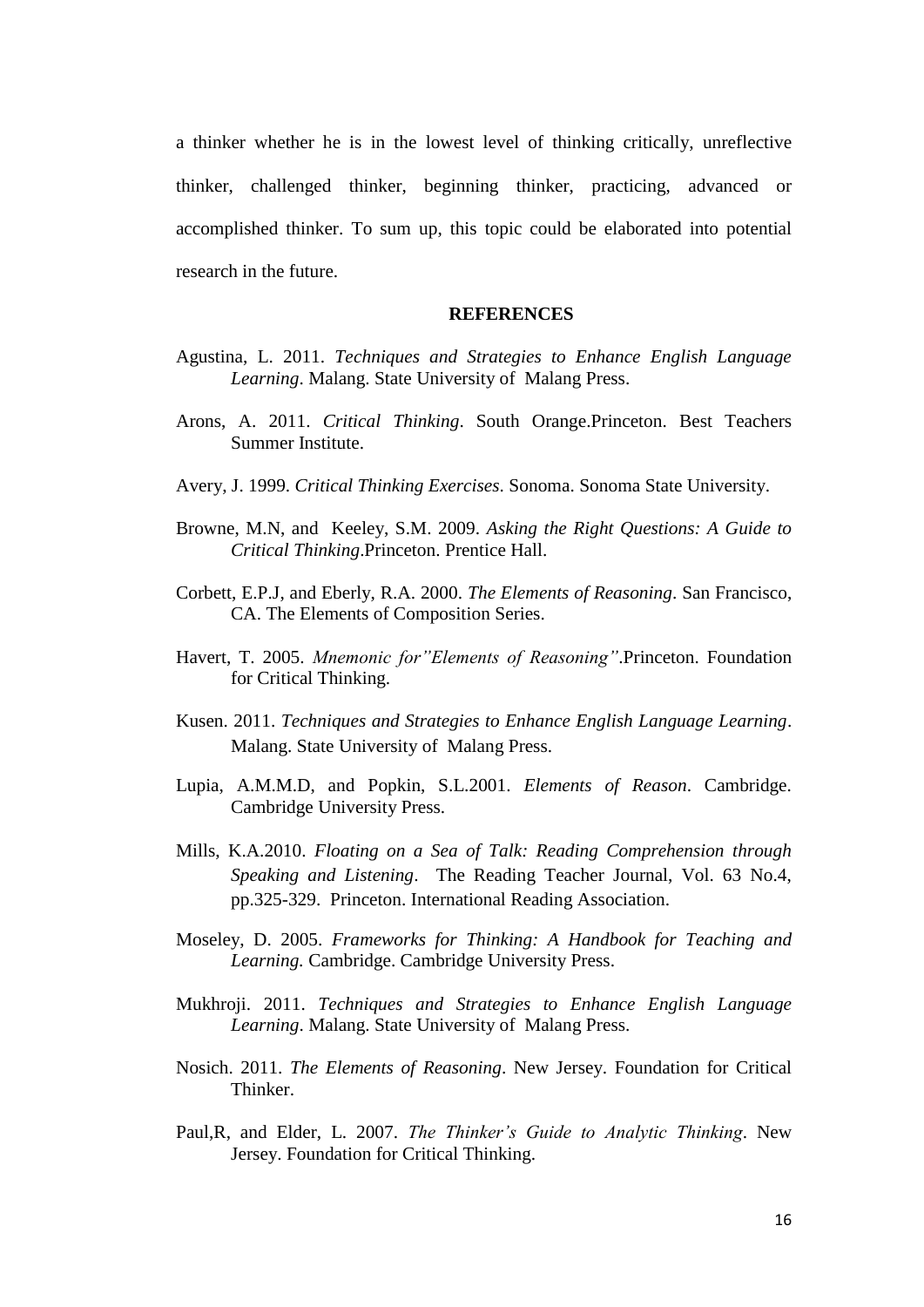a thinker whether he is in the lowest level of thinking critically, unreflective thinker, challenged thinker, beginning thinker, practicing, advanced or accomplished thinker. To sum up, this topic could be elaborated into potential research in the future.

## REFERENCES

Agustina, L. 2011. *Techniques and Strategies to Enhance English Language Learning*. Malang. State University of Malang Press.

Arons, A. 2011. *Critical Thinking*. South Orange.Princeton. Best Teachers Summer Institute.

Avery, J. 1999. *Critical Thinking Exercises*. Sonoma. Sonoma State University.

Browne, M.N, and Keeley, S.M. 2009. *Asking the Right Questions: A Guide to Critical Thinking*.Princeton. Prentice Hall.

Corbett, E.P.J, and Eberly, R.A. 2000. *The Elements of Reasoning*. San Francisco, CA. The Elements of Composition Series.

Havert, T. 2005. *Mnemonic for"Elements of Reasoning"*.Princeton. Foundation for Critical Thinking.

Kusen. 2011. *Techniques and Strategies to Enhance English Language Learning*. Malang. State University of Malang Press.

Lupia, A.M.M.D, and Popkin, S.L.2001. *Elements of Reason*. Cambridge. Cambridge University Press.

Mills, K.A.2010. *Floating on a Sea of Talk: Reading Comprehension through Speaking and Listening*. The Reading Teacher Journal, Vol. 63 No.4, pp.325-329. Princeton. International Reading Association.

Moseley, D. 2005. *Frameworks for Thinking: A Handbook for Teaching and Learning.* Cambridge. Cambridge University Press.

Mukhroji. 2011. *Techniques and Strategies to Enhance English Language Learning*. Malang. State University of Malang Press.

Nosich. 2011. *The Elements of Reasoning*. New Jersey. Foundation for Critical Thinker.

Paul,R, and Elder, L. 2007. *The Thinker's Guide to Analytic Thinking*. New Jersey. Foundation for Critical Thinking.